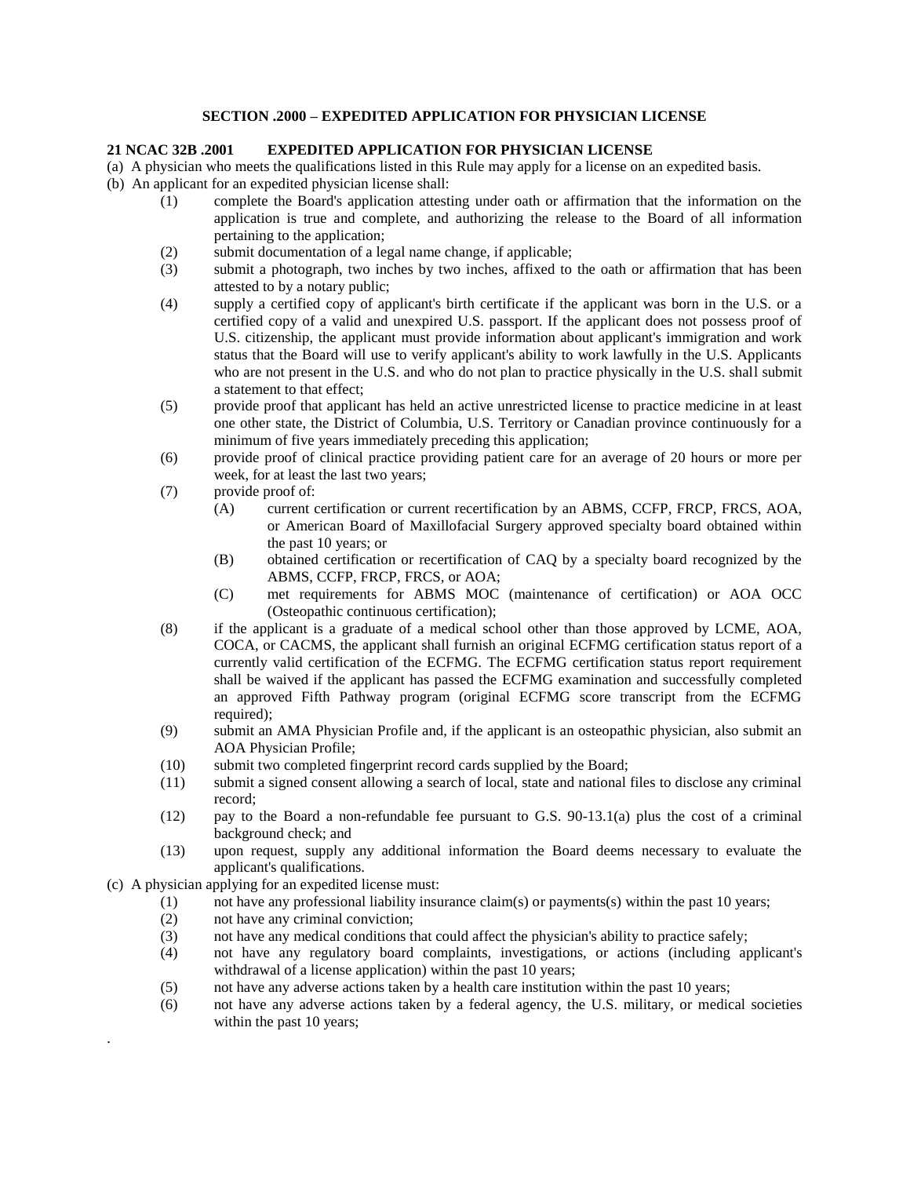## SECTION .2000 – EXPEDITED APPLICATION FOR PHYSICIAN LICENSE

**21 NCAC 32B .2001 EXPEDITED APPLICATION FOR PHYSICIAN LICENSE**

(a) A physician who meets the qualifications listed in this Rule may apply for a license on an expedited basis.

(b) An applicant for an expedited physician license shall:

- (1) complete the Board's application attesting under oath or affirmation that the information on the application is true and complete, and authorizing the release to the Board of all information pertaining to the application;
- (2) submit documentation of a legal name change, if applicable;
- (3) submit a photograph, two inches by two inches, affixed to the oath or affirmation that has been attested to by a notary public;
- (4) supply a certified copy of applicant's birth certificate if the applicant was born in the U.S. or a certified copy of a valid and unexpired U.S. passport. If the applicant does not possess proof of U.S. citizenship, the applicant must provide information about applicant's immigration and work status that the Board will use to verify applicant's ability to work lawfully in the U.S. Applicants who are not present in the U.S. and who do not plan to practice physically in the U.S. shall submit a statement to that effect;
- (5) provide proof that applicant has held an active unrestricted license to practice medicine in at least one other state, the District of Columbia, U.S. Territory or Canadian province continuously for a minimum of five years immediately preceding this application;
- (6) provide proof of clinical practice providing patient care for an average of 20 hours or more per week, for at least the last two years;
- (7) provide proof of:
  - (A) current certification or current recertification by an ABMS, CCFP, FRCP, FRCS, AOA, or American Board of Maxillofacial Surgery approved specialty board obtained within the past 10 years; or
  - (B) obtained certification or recertification of CAQ by a specialty board recognized by the ABMS, CCFP, FRCP, FRCS, or AOA;
  - (C) met requirements for ABMS MOC (maintenance of certification) or AOA OCC (Osteopathic continuous certification);
- (8) if the applicant is a graduate of a medical school other than those approved by LCME, AOA, COCA, or CACMS, the applicant shall furnish an original ECFMG certification status report of a currently valid certification of the ECFMG. The ECFMG certification status report requirement shall be waived if the applicant has passed the ECFMG examination and successfully completed an approved Fifth Pathway program (original ECFMG score transcript from the ECFMG required);
- (9) submit an AMA Physician Profile and, if the applicant is an osteopathic physician, also submit an AOA Physician Profile;
- (10) submit two completed fingerprint record cards supplied by the Board;
- (11) submit a signed consent allowing a search of local, state and national files to disclose any criminal record;
- (12) pay to the Board a non-refundable fee pursuant to G.S. 90-13.1(a) plus the cost of a criminal background check; and
- (13) upon request, supply any additional information the Board deems necessary to evaluate the applicant's qualifications.

(c) A physician applying for an expedited license must:

- (1) not have any professional liability insurance claim(s) or payments(s) within the past 10 years;
- (2) not have any criminal conviction;
- (3) not have any medical conditions that could affect the physician's ability to practice safely;
- (4) not have any regulatory board complaints, investigations, or actions (including applicant's withdrawal of a license application) within the past 10 years;
- (5) not have any adverse actions taken by a health care institution within the past 10 years;
- (6) not have any adverse actions taken by a federal agency, the U.S. military, or medical societies within the past 10 years;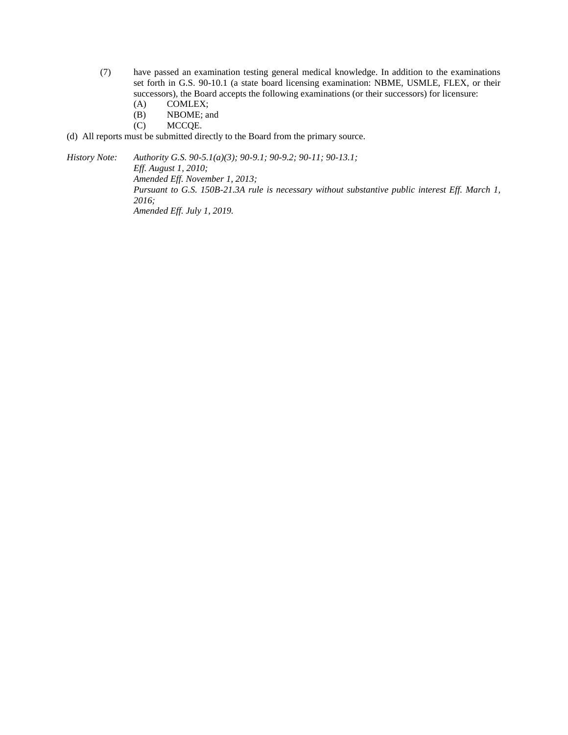(7) have passed an examination testing general medical knowledge. In addition to the examinations set forth in G.S. 90-10.1 (a state board licensing examination: NBME, USMLE, FLEX, or their successors), the Board accepts the following examinations (or their successors) for licensure:

   (A) COMLEX;

   (B) NBOME; and

   (C) MCCQE.

(d) All reports must be submitted directly to the Board from the primary source.

*History Note: Authority G.S. 90-5.1(a)(3); 90-9.1; 90-9.2; 90-11; 90-13.1;*
*Eff. August 1, 2010;*
*Amended Eff. November 1, 2013;*
*Pursuant to G.S. 150B-21.3A rule is necessary without substantive public interest Eff. March 1, 2016;*
*Amended Eff. July 1, 2019.*